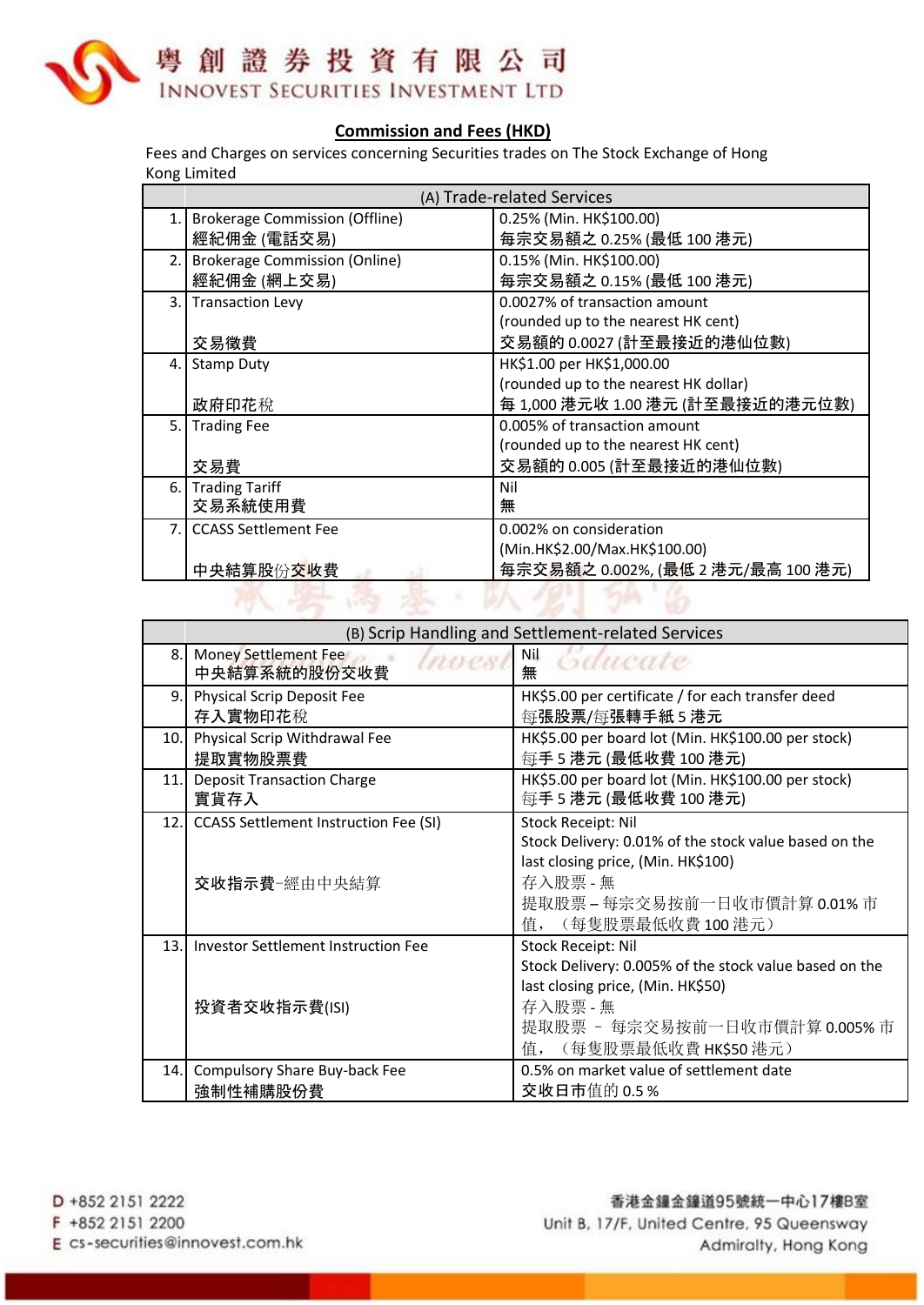# 粵創證券投資有限公司
## INNOVEST SECURITIES INVESTMENT LTD

## Commission and Fees (HKD)

Fees and Charges on services concerning Securities trades on The Stock Exchange of Hong Kong Limited

| | (A) Trade-related Services | |
|---|---|---|
| 1. | Brokerage Commission (Offline)<br>經紀佣金 (電話交易) | 0.25% (Min. HK$100.00)<br>每宗交易額之 0.25% (最低 100 港元) |
| 2. | Brokerage Commission (Online)<br>經紀佣金 (網上交易) | 0.15% (Min. HK$100.00)<br>每宗交易額之 0.15% (最低 100 港元) |
| 3. | Transaction Levy<br>交易徵費 | 0.0027% of transaction amount<br>(rounded up to the nearest HK cent)<br>交易額的 0.0027 (計至最接近的港仙位數) |
| 4. | Stamp Duty<br>政府印花稅 | HK$1.00 per HK$1,000.00<br>(rounded up to the nearest HK dollar)<br>每 1,000 港元收 1.00 港元 (計至最接近的港元位數) |
| 5. | Trading Fee<br>交易費 | 0.005% of transaction amount<br>(rounded up to the nearest HK cent)<br>交易額的 0.005 (計至最接近的港仙位數) |
| 6. | Trading Tariff<br>交易系統使用費 | Nil<br>無 |
| 7. | CCASS Settlement Fee<br>中央結算股份交收費 | 0.002% on consideration<br>(Min.HK$2.00/Max.HK$100.00)<br>每宗交易額之 0.002%, (最低 2 港元/最高 100 港元) |

| | (B) Scrip Handling and Settlement-related Services | |
|---|---|---|
| 8. | Money Settlement Fee<br>中央結算系統的股份交收費 | Nil<br>無 |
| 9. | Physical Scrip Deposit Fee<br>存入實物印花稅 | HK$5.00 per certificate / for each transfer deed<br>每張股票/每張轉手紙 5 港元 |
| 10. | Physical Scrip Withdrawal Fee<br>提取實物股票費 | HK$5.00 per board lot (Min. HK$100.00 per stock)<br>每手 5 港元 (最低收費 100 港元) |
| 11. | Deposit Transaction Charge<br>實貨存入 | HK$5.00 per board lot (Min. HK$100.00 per stock)<br>每手 5 港元 (最低收費 100 港元) |
| 12. | CCASS Settlement Instruction Fee (SI)<br>交收指示費-經由中央結算 | Stock Receipt: Nil<br>Stock Delivery: 0.01% of the stock value based on the last closing price, (Min. HK$100)<br>存入股票 - 無<br>提取股票 – 每宗交易按前一日收市價計算 0.01% 市值，（每隻股票最低收費 100 港元） |
| 13. | Investor Settlement Instruction Fee<br>投資者交收指示費(ISI) | Stock Receipt: Nil<br>Stock Delivery: 0.005% of the stock value based on the last closing price, (Min. HK$50)<br>存入股票 - 無<br>提取股票 – 每宗交易按前一日收市價計算 0.005% 市值，（每隻股票最低收費 HK$50 港元） |
| 14. | Compulsory Share Buy-back Fee<br>強制性補購股份費 | 0.5% on market value of settlement date<br>交收日市值的 0.5 % |

D +852 2151 2222
F +852 2151 2200
E cs-securities@innovest.com.hk

香港金鐘金鐘道95號統一中心17樓B室
Unit B, 17/F, United Centre, 95 Queensway
Admiralty, Hong Kong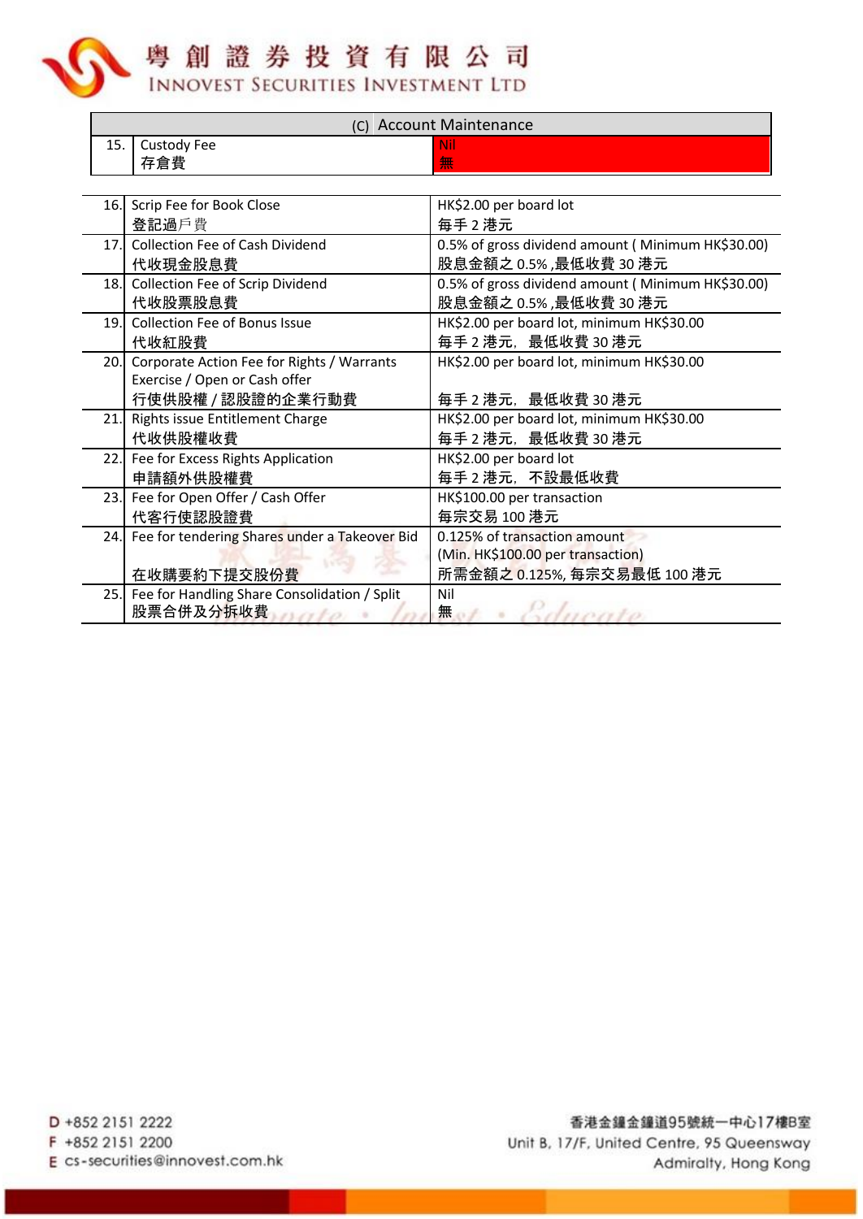| (C) Account Maintenance | | |
|---|---|---|
| 15. | Custody Fee<br>存倉費 | Nil<br>無 |

| | | |
|---|---|---|
| 16. | Scrip Fee for Book Close<br>登記過戶費 | HK$2.00 per board lot<br>每手 2 港元 |
| 17. | Collection Fee of Cash Dividend<br>代收現金股息費 | 0.5% of gross dividend amount ( Minimum HK$30.00)<br>股息金額之 0.5% ,最低收費 30 港元 |
| 18. | Collection Fee of Scrip Dividend<br>代收股票股息費 | 0.5% of gross dividend amount ( Minimum HK$30.00)<br>股息金額之 0.5% ,最低收費 30 港元 |
| 19. | Collection Fee of Bonus Issue<br>代收紅股費 | HK$2.00 per board lot, minimum HK$30.00<br>每手 2 港元，最低收費 30 港元 |
| 20. | Corporate Action Fee for Rights / Warrants Exercise / Open or Cash offer<br>行使供股權 / 認股證的企業行動費 | HK$2.00 per board lot, minimum HK$30.00<br>每手 2 港元，最低收費 30 港元 |
| 21. | Rights issue Entitlement Charge<br>代收供股權收費 | HK$2.00 per board lot, minimum HK$30.00<br>每手 2 港元，最低收費 30 港元 |
| 22. | Fee for Excess Rights Application<br>申請額外供股權費 | HK$2.00 per board lot<br>每手 2 港元，不設最低收費 |
| 23. | Fee for Open Offer / Cash Offer<br>代客行使認股證費 | HK$100.00 per transaction<br>每宗交易 100 港元 |
| 24. | Fee for tendering Shares under a Takeover Bid<br>在收購要約下提交股份費 | 0.125% of transaction amount<br>(Min. HK$100.00 per transaction)<br>所需金額之 0.125%, 每宗交易最低 100 港元 |
| 25. | Fee for Handling Share Consolidation / Split<br>股票合併及分拆收費 | Nil<br>無 |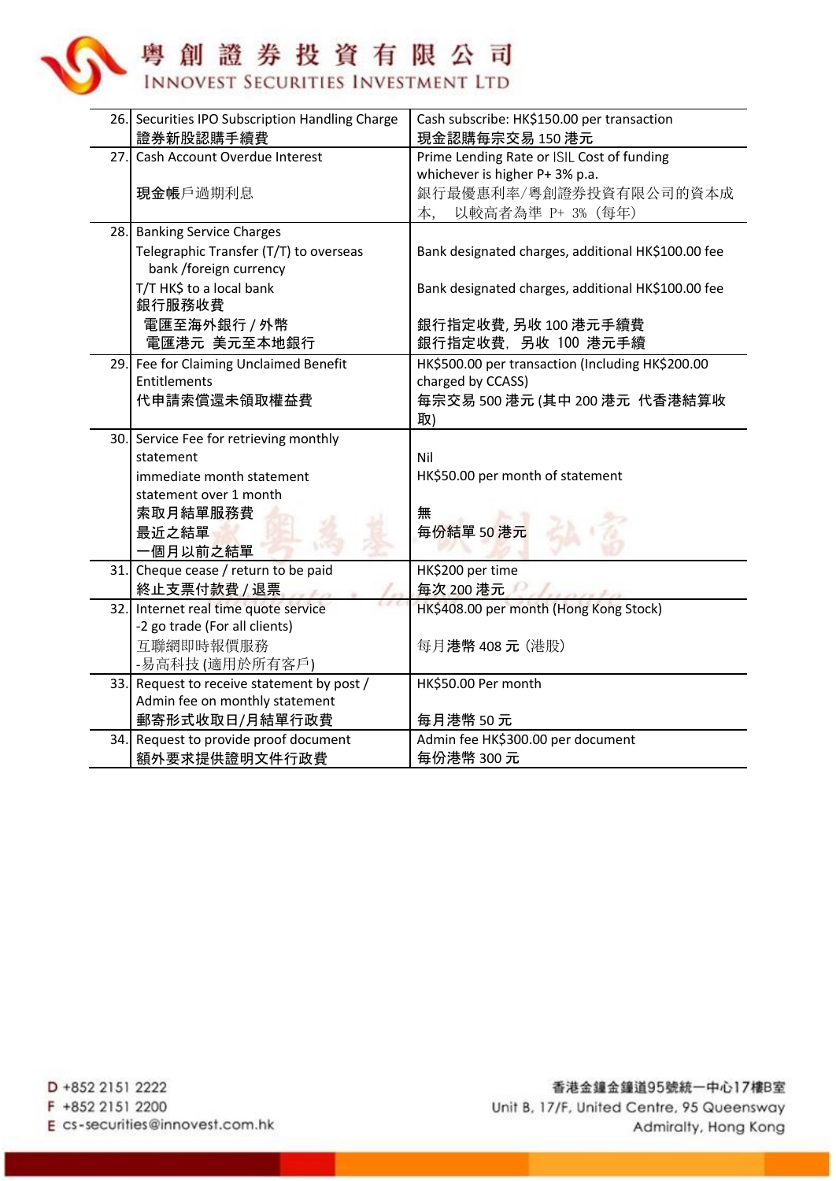| | | |
|---|---|---|
| 26. | Securities IPO Subscription Handling Charge<br>證券新股認購手續費 | Cash subscribe: HK$150.00 per transaction<br>現金認購每宗交易 150 港元 |
| 27. | Cash Account Overdue Interest<br><br>現金帳戶過期利息 | Prime Lending Rate or ISIL Cost of funding whichever is higher P+ 3% p.a.<br>銀行最優惠利率/粵創證券投資有限公司的資本成本， 以較高者為準 P+ 3% (每年) |
| 28. | Banking Service Charges<br>Telegraphic Transfer (T/T) to overseas bank /foreign currency<br>T/T HK$ to a local bank<br>銀行服務收費<br>電匯至海外銀行 / 外幣<br>電匯港元 美元至本地銀行 | <br>Bank designated charges, additional HK$100.00 fee<br>Bank designated charges, additional HK$100.00 fee<br><br>銀行指定收費, 另收 100 港元手續費<br>銀行指定收費, 另收 100 港元手續 |
| 29. | Fee for Claiming Unclaimed Benefit Entitlements<br>代申請索償還未領取權益費 | HK$500.00 per transaction (Including HK$200.00 charged by CCASS)<br>每宗交易 500 港元 (其中 200 港元 代香港結算收取) |
| 30. | Service Fee for retrieving monthly statement<br>immediate month statement<br>statement over 1 month<br>索取月結單服務費<br>最近之結單<br>一個月以前之結單 | <br>Nil<br>HK$50.00 per month of statement<br><br>無<br>每份結單 50 港元 |
| 31. | Cheque cease / return to be paid<br>終止支票付款費 / 退票 | HK$200 per time<br>每次 200 港元 |
| 32. | Internet real time quote service<br>-2 go trade (For all clients)<br>互聯網即時報價服務<br>-易高科技 (適用於所有客戶) | HK$408.00 per month (Hong Kong Stock)<br><br>每月港幣 408 元 (港股) |
| 33. | Request to receive statement by post / Admin fee on monthly statement<br>郵寄形式收取日/月結單行政費 | HK$50.00 Per month<br><br>每月港幣 50 元 |
| 34. | Request to provide proof document<br>額外要求提供證明文件行政費 | Admin fee HK$300.00 per document<br>每份港幣 300 元 |